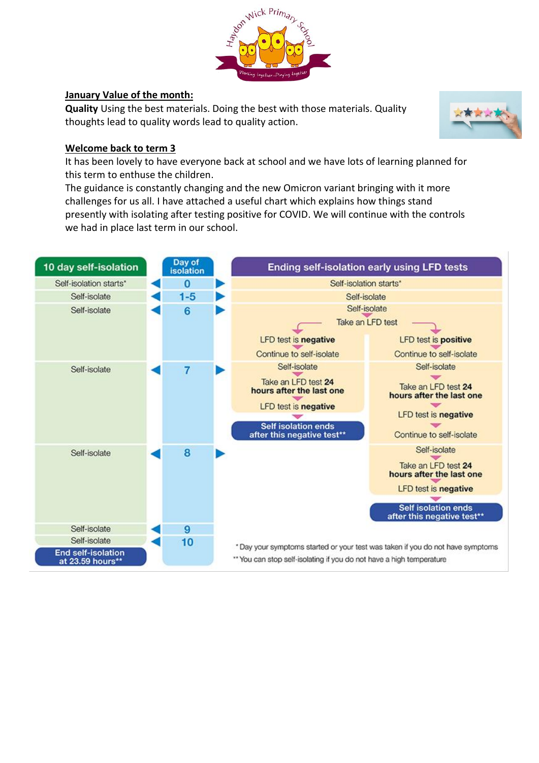## January Value of the month:

**Quality** Using the best materials. Doing the best with those materials. Quality thoughts lead to quality words lead to quality action.

## Welcome back to term 3

It has been lovely to have everyone back at school and we have lots of learning planned for this term to enthuse the children.

The guidance is constantly changing and the new Omicron variant bringing with it more challenges for us all. I have attached a useful chart which explains how things stand presently with isolating after testing positive for COVID. We will continue with the controls we had in place last term in our school.

| 10 day self-isolation | Day of isolation | Ending self-isolation early using LFD tests | |
|---|---|---|---|
| Self-isolation starts* | 0 | Self-isolation starts* | |
| Self-isolate | 1-5 | Self-isolate | |
| Self-isolate | 6 | Self-isolate<br>Take an LFD test<br>LFD test is **negative**<br>Continue to self-isolate | Self-isolate<br>Take an LFD test<br>LFD test is **positive**<br>Continue to self-isolate |
| Self-isolate | 7 | Self-isolate<br>Take an LFD test **24 hours after the last one**<br>LFD test is **negative**<br>**Self isolation ends after this negative test\*\*** | Self-isolate<br>Take an LFD test **24 hours after the last one**<br>LFD test is **negative**<br>Continue to self-isolate |
| Self-isolate | 8 | | Self-isolate<br>Take an LFD test **24 hours after the last one**<br>LFD test is **negative**<br>**Self isolation ends after this negative test\*\*** |
| Self-isolate | 9 | | |
| Self-isolate | 10 | | |
| **End self-isolation at 23.59 hours\*\*** | | | |

\* Day your symptoms started or your test was taken if you do not have symptoms

\*\* You can stop self-isolating if you do not have a high temperature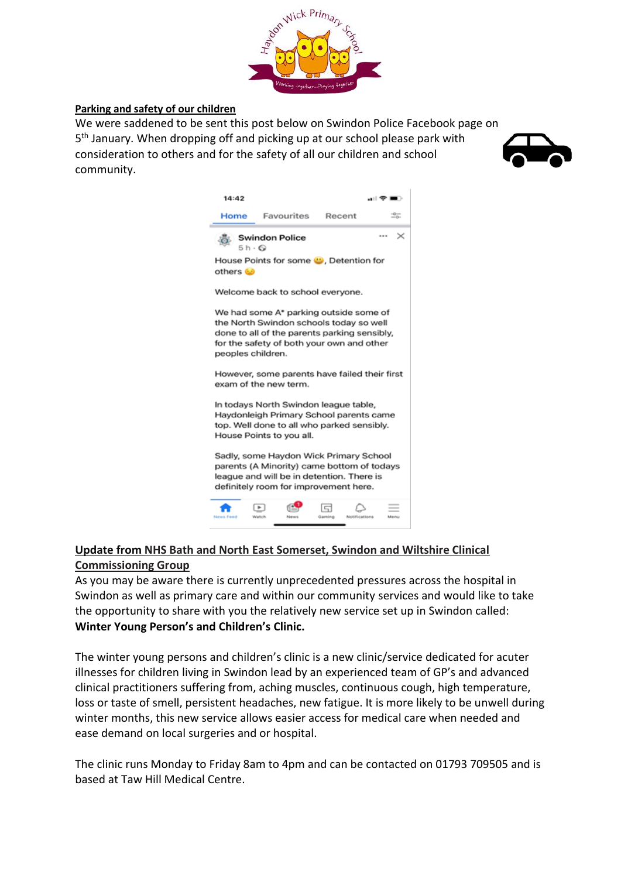## Parking and safety of our children

We were saddened to be sent this post below on Swindon Police Facebook page on 5th January. When dropping off and picking up at our school please park with consideration to others and for the safety of all our children and school community.

Swindon Police

House Points for some 😃, Detention for others 😉

Welcome back to school everyone.

We had some A* parking outside some of the North Swindon schools today so well done to all of the parents parking sensibly, for the safety of both your own and other peoples children.

However, some parents have failed their first exam of the new term.

In todays North Swindon league table, Haydonleigh Primary School parents came top. Well done to all who parked sensibly. House Points to you all.

Sadly, some Haydon Wick Primary School parents (A Minority) came bottom of todays league and will be in detention. There is definitely room for improvement here.

## Update from NHS Bath and North East Somerset, Swindon and Wiltshire Clinical Commissioning Group

As you may be aware there is currently unprecedented pressures across the hospital in Swindon as well as primary care and within our community services and would like to take the opportunity to share with you the relatively new service set up in Swindon called: **Winter Young Person's and Children's Clinic.**

The winter young persons and children's clinic is a new clinic/service dedicated for acuter illnesses for children living in Swindon lead by an experienced team of GP's and advanced clinical practitioners suffering from, aching muscles, continuous cough, high temperature, loss or taste of smell, persistent headaches, new fatigue. It is more likely to be unwell during winter months, this new service allows easier access for medical care when needed and ease demand on local surgeries and or hospital.

The clinic runs Monday to Friday 8am to 4pm and can be contacted on 01793 709505 and is based at Taw Hill Medical Centre.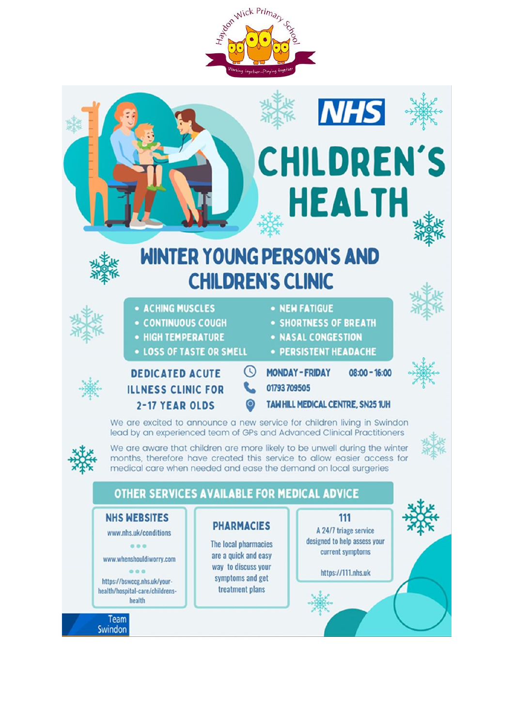Haydon Wick Primary School

Working together...Playing together

NHS

# CHILDREN'S HEALTH

## WINTER YOUNG PERSON'S AND CHILDREN'S CLINIC

- ACHING MUSCLES
- CONTINUOUS COUGH
- HIGH TEMPERATURE
- LOSS OF TASTE OR SMELL
- NEW FATIGUE
- SHORTNESS OF BREATH
- NASAL CONGESTION
- PERSISTENT HEADACHE

**DEDICATED ACUTE ILLNESS CLINIC FOR 2-17 YEAR OLDS**

MONDAY-FRIDAY 08:00 - 16:00

01793 709505

TAW HILL MEDICAL CENTRE, SN25 1UH

We are excited to announce a new service for children living in Swindon lead by an experienced team of GPs and Advanced Clinical Practitioners

We are aware that children are more likely to be unwell during the winter months, therefore have created this service to allow easier access for medical care when needed and ease the demand on local surgeries

## OTHER SERVICES AVAILABLE FOR MEDICAL ADVICE

### NHS WEBSITES

www.nhs.uk/conditions

www.whenshouldiworry.com

https://bswccg.nhs.uk/your-health/hospital-care/childrens-health

### PHARMACIES

The local pharmacies are a quick and easy way to discuss your symptoms and get treatment plans

### 111

A 24/7 triage service designed to help assess your current symptoms

https://111.nhs.uk

Team Swindon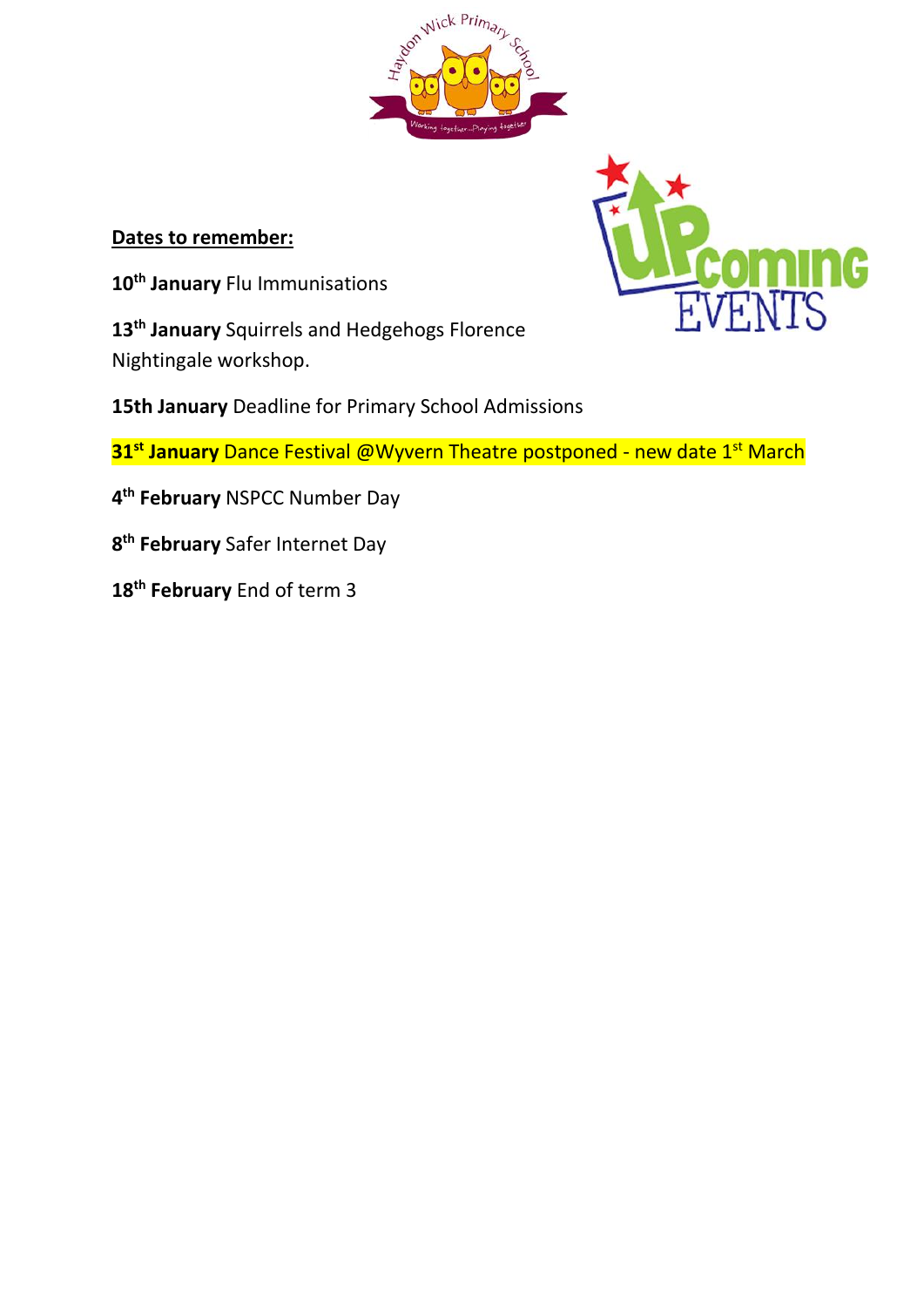**Dates to remember:**

**10th January** Flu Immunisations

**13th January** Squirrels and Hedgehogs Florence Nightingale workshop.

**15th January** Deadline for Primary School Admissions

**31st January** Dance Festival @Wyvern Theatre postponed - new date 1st March

**4th February** NSPCC Number Day

**8th February** Safer Internet Day

**18th February** End of term 3